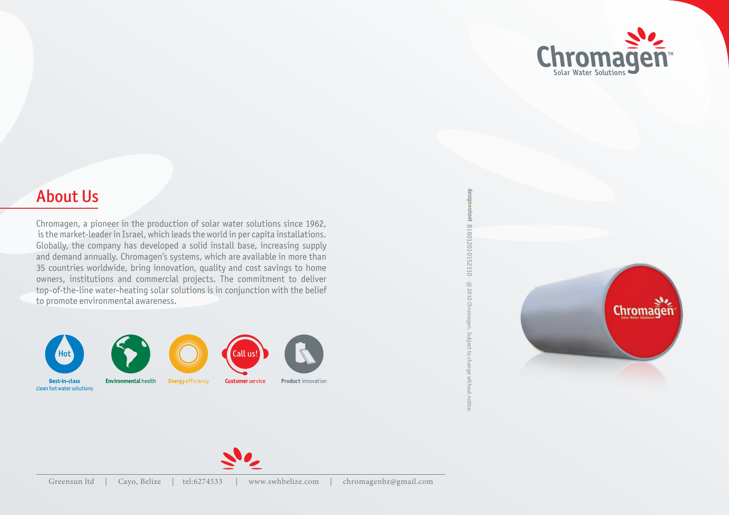Chromagen™
Solar Water Solutions

## About Us

Chromagen, a pioneer in the production of solar water solutions since 1962, is the market-leader in Israel, which leads the world in per capita installations. Globally, the company has developed a solid install base, increasing supply and demand annually. Chromagen's systems, which are available in more than 35 countries worldwide, bring innovation, quality and cost savings to home owners, institutions and commercial projects. The commitment to deliver top-of-the-line water-heating solar solutions is in conjunction with the belief to promote environmental awareness.

- **Best-in-class** clean hot water solutions
- **Environmental** health
- **Energy** efficiency
- **Customer** service
- **Product** innovation

designoshoot B1801201015231O @ 2010 Chromagen. Subject to change without notice.

Greensun ltd | Cayo, Belize | tel:6274533 | www.swhbelize.com | chromagenbz@gmail.com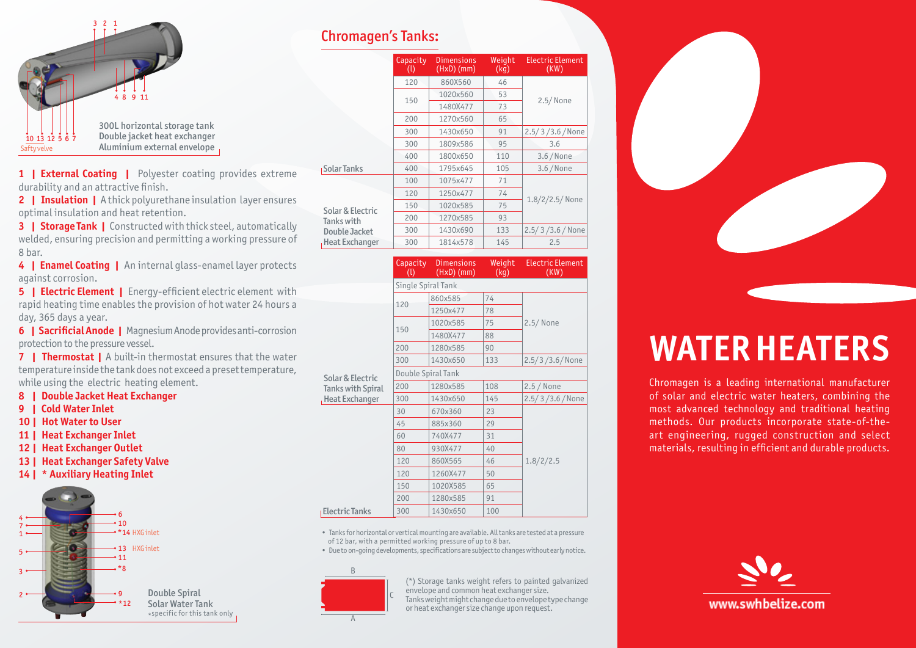300L horizontal storage tank
Double jacket heat exchanger
Aluminium external envelope

3 2 1
4 8 9 11
10 13 12 5 6 7
Safty velve

**1 | External Coating |** Polyester coating provides extreme durability and an attractive finish.

**2 | Insulation |** A thick polyurethane insulation layer ensures optimal insulation and heat retention.

**3 | Storage Tank |** Constructed with thick steel, automatically welded, ensuring precision and permitting a working pressure of 8 bar.

**4 | Enamel Coating |** An internal glass-enamel layer protects against corrosion.

**5 | Electric Element |** Energy-efficient electric element with rapid heating time enables the provision of hot water 24 hours a day, 365 days a year.

**6 | Sacrificial Anode |** Magnesium Anode provides anti-corrosion protection to the pressure vessel.

**7 | Thermostat |** A built-in thermostat ensures that the water temperature inside the tank does not exceed a preset temperature, while using the electric heating element.

**8 | Double Jacket Heat Exchanger**
**9 | Cold Water Inlet**
**10 | Hot Water to User**
**11 | Heat Exchanger Inlet**
**12 | Heat Exchanger Outlet**
**13 | Heat Exchanger Safety Valve**
**14 | * Auxiliary Heating Inlet**

4, 7, 1, 5, 3, 2
6, 10, *14 HXG inlet, 13 HXG inlet, 11, *8, 9, *12

Double Spiral
Solar Water Tank
*specific for this tank only

## Chromagen's Tanks:

| | Capacity (l) | Dimensions (HxD) (mm) | Weight (kg) | Electric Element (KW) |
|---|---|---|---|---|
| Solar Tanks | 120 | 860X560 | 46 | 2.5/ None |
| | 150 | 1020x560 | 53 | |
| | | 1480X477 | 73 | |
| | 200 | 1270x560 | 65 | |
| | 300 | 1430x650 | 91 | 2.5/ 3 /3.6 / None |
| | 300 | 1809x586 | 95 | 3.6 |
| | 400 | 1800x650 | 110 | 3.6 / None |
| | 400 | 1795x645 | 105 | 3.6 / None |
| Solar & Electric Tanks with Double Jacket Heat Exchanger | 100 | 1075x477 | 71 | 1.8/2/2.5/ None |
| | 120 | 1250x477 | 74 | |
| | 150 | 1020x585 | 75 | |
| | 200 | 1270x585 | 93 | |
| | 300 | 1430x690 | 133 | 2.5/ 3 /3.6 / None |
| | 300 | 1814x578 | 145 | 2.5 |

| | Capacity (l) | Dimensions (HxD) (mm) | Weight (kg) | Electric Element (KW) |
|---|---|---|---|---|
| Solar & Electric Tanks with Spiral Heat Exchanger | Single Spiral Tank | | | |
| | 120 | 860x585 | 74 | 2.5/ None |
| | | 1250x477 | 78 | |
| | 150 | 1020x585 | 75 | |
| | | 1480X477 | 88 | |
| | 200 | 1280x585 | 90 | |
| | 300 | 1430x650 | 133 | 2.5/3 /3.6/ None |
| | Double Spiral Tank | | | |
| | 200 | 1280x585 | 108 | 2.5 / None |
| | 300 | 1430x650 | 145 | 2.5/ 3 /3.6 / None |
| Electric Tanks | 30 | 670x360 | 23 | 1.8/2/2.5 |
| | 45 | 885x360 | 29 | |
| | 60 | 740X477 | 31 | |
| | 80 | 930X477 | 40 | |
| | 120 | 860X565 | 46 | |
| | 120 | 1260X477 | 50 | |
| | 150 | 1020X585 | 65 | |
| | 200 | 1280x585 | 91 | |
| | 300 | 1430x650 | 100 | |

- Tanks for horizontal or vertical mounting are available. All tanks are tested at a pressure of 12 bar, with a permitted working pressure of up to 8 bar.
- Due to on-going developments, specifications are subject to changes without early notice.

B
C
A

(*) Storage tanks weight refers to painted galvanized envelope and common heat exchanger size. Tanks weight might change due to envelope type change or heat exchanger size change upon request.

# WATER HEATERS

Chromagen is a leading international manufacturer of solar and electric water heaters, combining the most advanced technology and traditional heating methods. Our products incorporate state-of-the-art engineering, rugged construction and select materials, resulting in efficient and durable products.

www.swhbelize.com